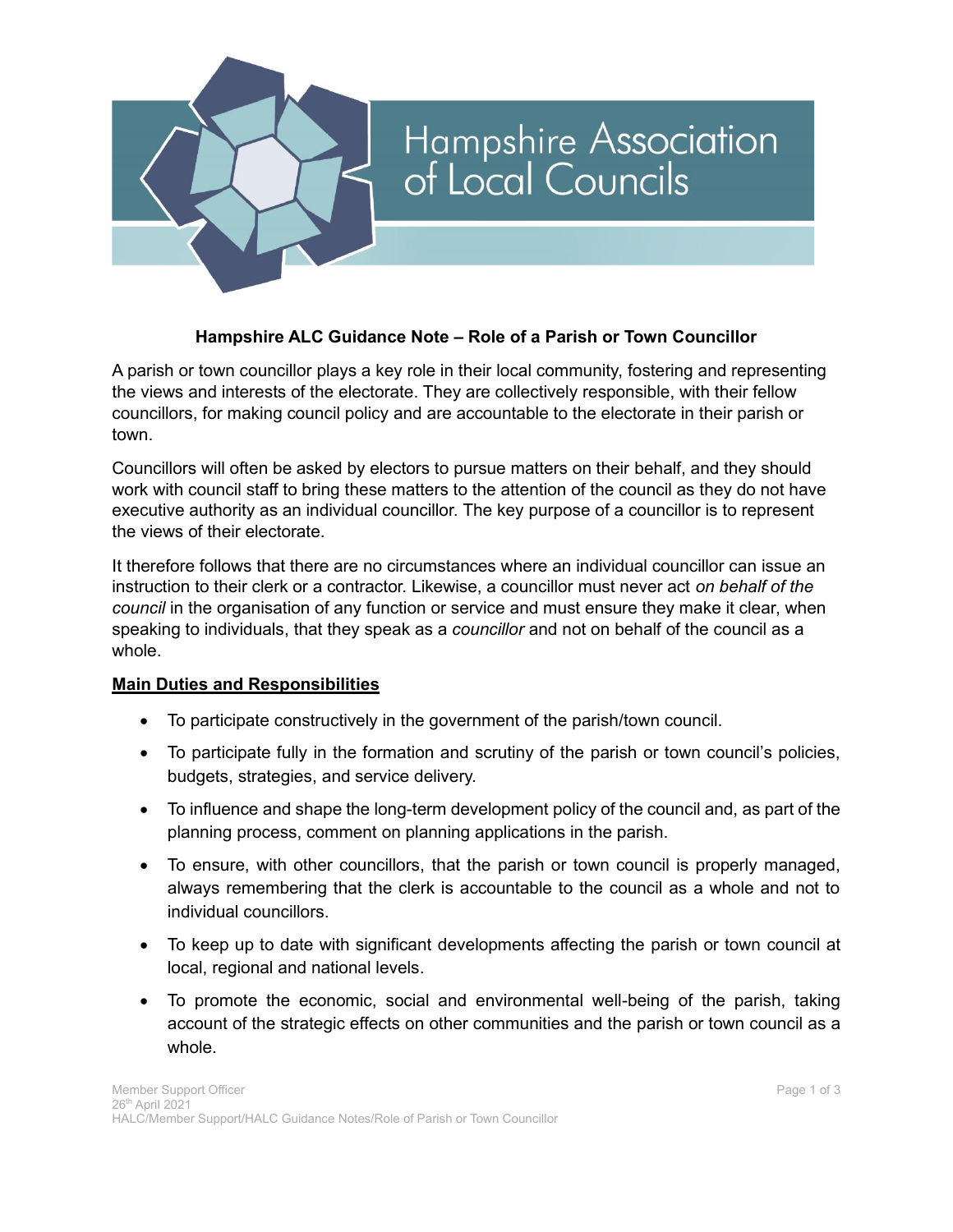# Hampshire ALC Guidance Note – Role of a Parish or Town Councillor

A parish or town councillor plays a key role in their local community, fostering and representing the views and interests of the electorate. They are collectively responsible, with their fellow councillors, for making council policy and are accountable to the electorate in their parish or town.

Councillors will often be asked by electors to pursue matters on their behalf, and they should work with council staff to bring these matters to the attention of the council as they do not have executive authority as an individual councillor. The key purpose of a councillor is to represent the views of their electorate.

It therefore follows that there are no circumstances where an individual councillor can issue an instruction to their clerk or a contractor. Likewise, a councillor must never act *on behalf of the council* in the organisation of any function or service and must ensure they make it clear, when speaking to individuals, that they speak as a *councillor* and not on behalf of the council as a whole.

## Main Duties and Responsibilities

- To participate constructively in the government of the parish/town council.
- To participate fully in the formation and scrutiny of the parish or town council's policies, budgets, strategies, and service delivery.
- To influence and shape the long-term development policy of the council and, as part of the planning process, comment on planning applications in the parish.
- To ensure, with other councillors, that the parish or town council is properly managed, always remembering that the clerk is accountable to the council as a whole and not to individual councillors.
- To keep up to date with significant developments affecting the parish or town council at local, regional and national levels.
- To promote the economic, social and environmental well-being of the parish, taking account of the strategic effects on other communities and the parish or town council as a whole.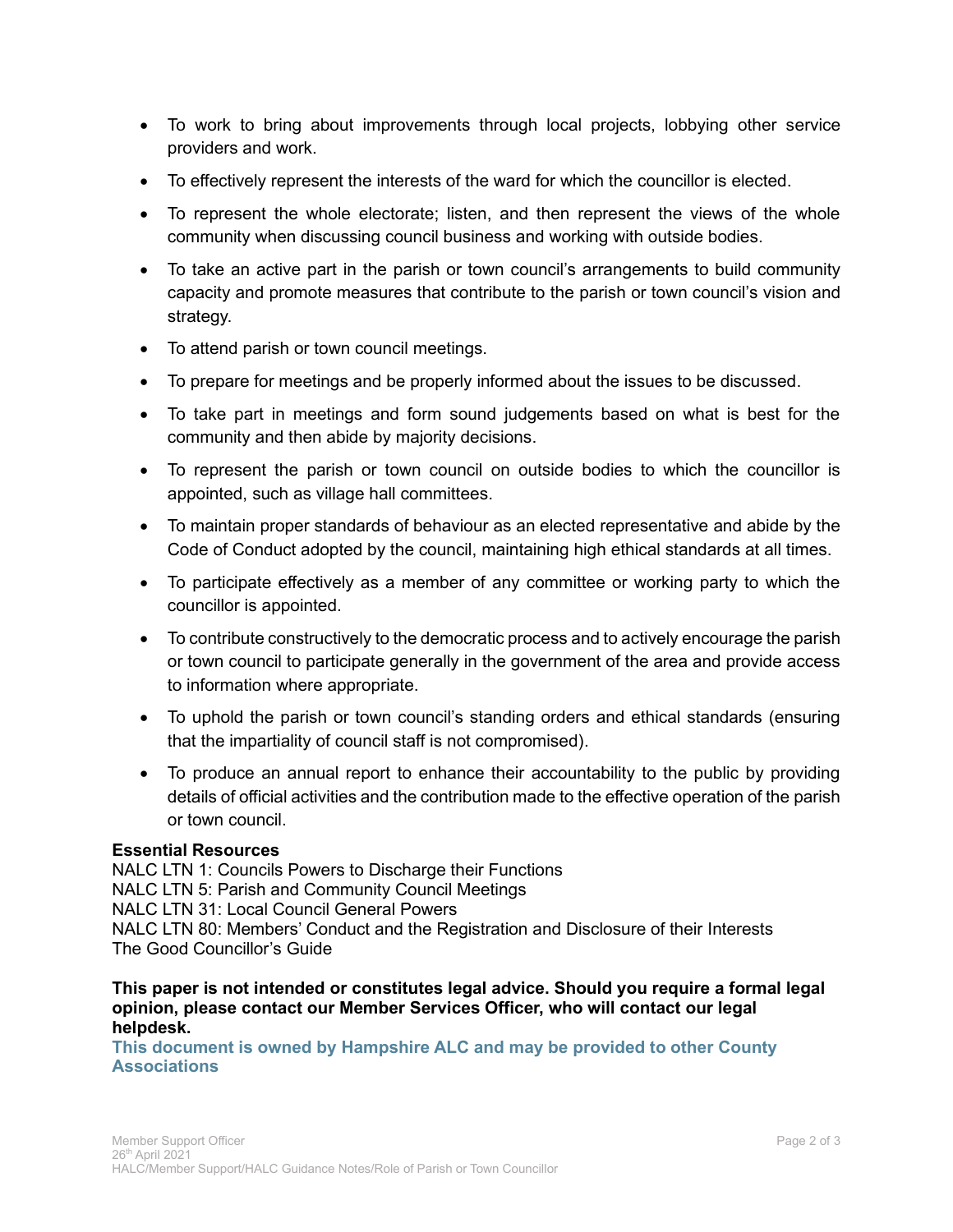- To work to bring about improvements through local projects, lobbying other service providers and work.
- To effectively represent the interests of the ward for which the councillor is elected.
- To represent the whole electorate; listen, and then represent the views of the whole community when discussing council business and working with outside bodies.
- To take an active part in the parish or town council's arrangements to build community capacity and promote measures that contribute to the parish or town council's vision and strategy.
- To attend parish or town council meetings.
- To prepare for meetings and be properly informed about the issues to be discussed.
- To take part in meetings and form sound judgements based on what is best for the community and then abide by majority decisions.
- To represent the parish or town council on outside bodies to which the councillor is appointed, such as village hall committees.
- To maintain proper standards of behaviour as an elected representative and abide by the Code of Conduct adopted by the council, maintaining high ethical standards at all times.
- To participate effectively as a member of any committee or working party to which the councillor is appointed.
- To contribute constructively to the democratic process and to actively encourage the parish or town council to participate generally in the government of the area and provide access to information where appropriate.
- To uphold the parish or town council's standing orders and ethical standards (ensuring that the impartiality of council staff is not compromised).
- To produce an annual report to enhance their accountability to the public by providing details of official activities and the contribution made to the effective operation of the parish or town council.

**Essential Resources**

NALC LTN 1: Councils Powers to Discharge their Functions
NALC LTN 5: Parish and Community Council Meetings
NALC LTN 31: Local Council General Powers
NALC LTN 80: Members' Conduct and the Registration and Disclosure of their Interests
The Good Councillor's Guide

**This paper is not intended or constitutes legal advice. Should you require a formal legal opinion, please contact our Member Services Officer, who will contact our legal helpdesk.**

**This document is owned by Hampshire ALC and may be provided to other County Associations**